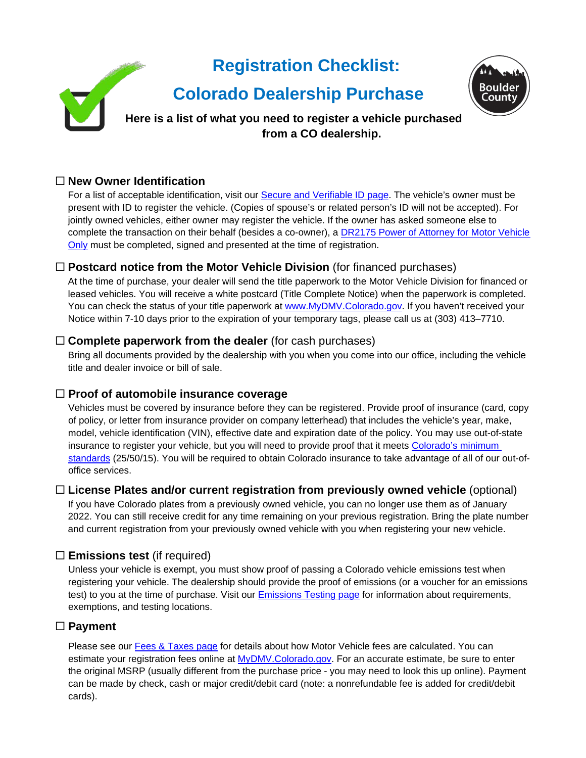# Registration Checklist:

# Colorado Dealership Purchase

**Here is a list of what you need to register a vehicle purchased from a CO dealership.**

☐ **New Owner Identification**

For a list of acceptable identification, visit our Secure and Verifiable ID page. The vehicle's owner must be present with ID to register the vehicle. (Copies of spouse's or related person's ID will not be accepted). For jointly owned vehicles, either owner may register the vehicle. If the owner has asked someone else to complete the transaction on their behalf (besides a co-owner), a DR2175 Power of Attorney for Motor Vehicle Only must be completed, signed and presented at the time of registration.

☐ **Postcard notice from the Motor Vehicle Division** (for financed purchases)

At the time of purchase, your dealer will send the title paperwork to the Motor Vehicle Division for financed or leased vehicles. You will receive a white postcard (Title Complete Notice) when the paperwork is completed. You can check the status of your title paperwork at www.MyDMV.Colorado.gov. If you haven't received your Notice within 7-10 days prior to the expiration of your temporary tags, please call us at (303) 413–7710.

☐ **Complete paperwork from the dealer** (for cash purchases)

Bring all documents provided by the dealership with you when you come into our office, including the vehicle title and dealer invoice or bill of sale.

☐ **Proof of automobile insurance coverage**

Vehicles must be covered by insurance before they can be registered. Provide proof of insurance (card, copy of policy, or letter from insurance provider on company letterhead) that includes the vehicle's year, make, model, vehicle identification (VIN), effective date and expiration date of the policy. You may use out-of-state insurance to register your vehicle, but you will need to provide proof that it meets Colorado's minimum standards (25/50/15). You will be required to obtain Colorado insurance to take advantage of all of our out-of-office services.

☐ **License Plates and/or current registration from previously owned vehicle** (optional)

If you have Colorado plates from a previously owned vehicle, you can no longer use them as of January 2022. You can still receive credit for any time remaining on your previous registration. Bring the plate number and current registration from your previously owned vehicle with you when registering your new vehicle.

☐ **Emissions test** (if required)

Unless your vehicle is exempt, you must show proof of passing a Colorado vehicle emissions test when registering your vehicle. The dealership should provide the proof of emissions (or a voucher for an emissions test) to you at the time of purchase. Visit our Emissions Testing page for information about requirements, exemptions, and testing locations.

☐ **Payment**

Please see our Fees & Taxes page for details about how Motor Vehicle fees are calculated. You can estimate your registration fees online at MyDMV.Colorado.gov. For an accurate estimate, be sure to enter the original MSRP (usually different from the purchase price - you may need to look this up online). Payment can be made by check, cash or major credit/debit card (note: a nonrefundable fee is added for credit/debit cards).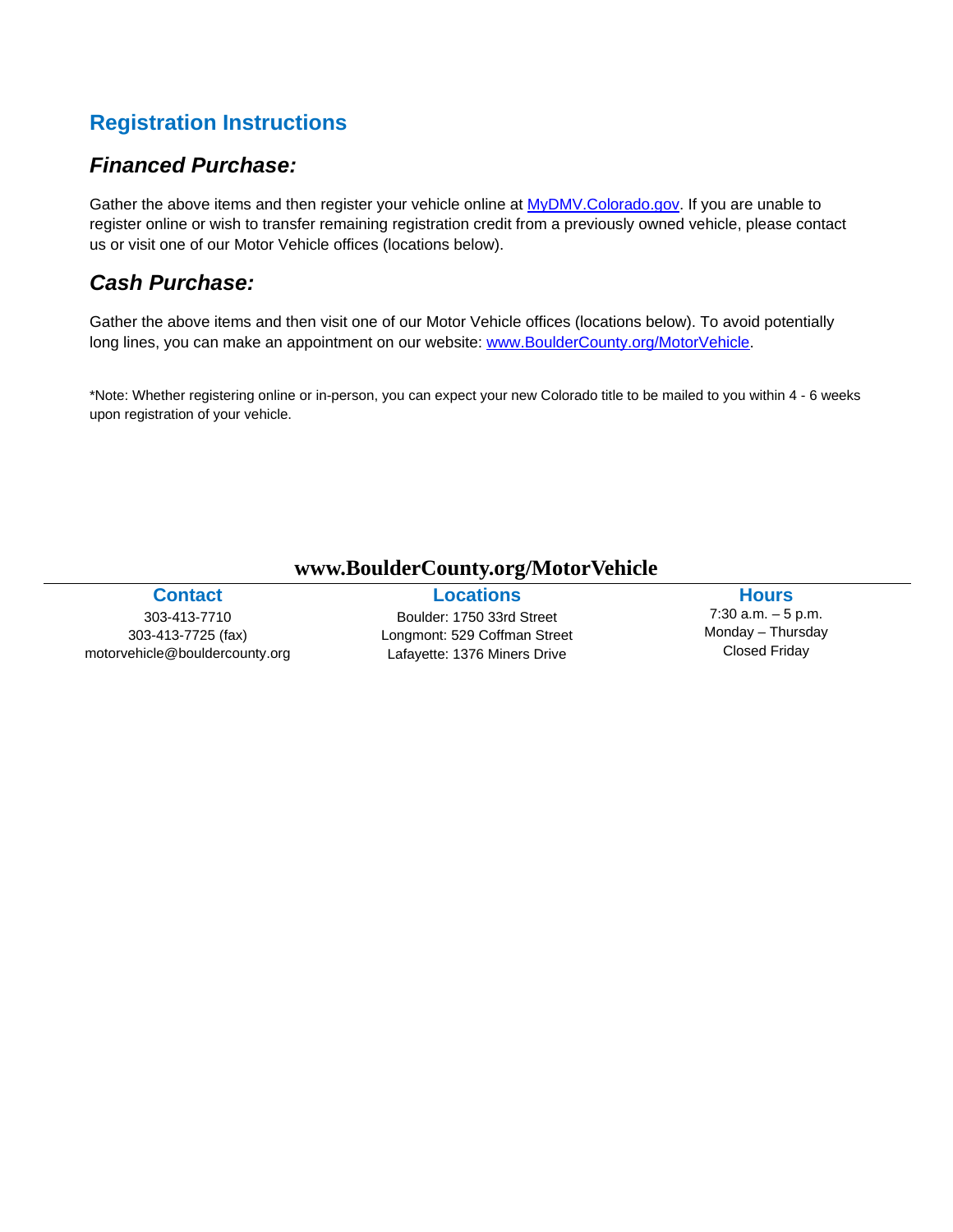## Registration Instructions

### *Financed Purchase:*

Gather the above items and then register your vehicle online at [MyDMV.Colorado.gov](https://MyDMV.Colorado.gov). If you are unable to register online or wish to transfer remaining registration credit from a previously owned vehicle, please contact us or visit one of our Motor Vehicle offices (locations below).

### *Cash Purchase:*

Gather the above items and then visit one of our Motor Vehicle offices (locations below). To avoid potentially long lines, you can make an appointment on our website: [www.BoulderCounty.org/MotorVehicle](http://www.BoulderCounty.org/MotorVehicle).

*Note: Whether registering online or in-person, you can expect your new Colorado title to be mailed to you within 4 - 6 weeks upon registration of your vehicle.

**www.BoulderCounty.org/MotorVehicle**

**Contact**

303-413-7710
303-413-7725 (fax)
motorvehicle@bouldercounty.org

**Locations**

Boulder: 1750 33rd Street
Longmont: 529 Coffman Street
Lafayette: 1376 Miners Drive

**Hours**

7:30 a.m. – 5 p.m.
Monday – Thursday
Closed Friday